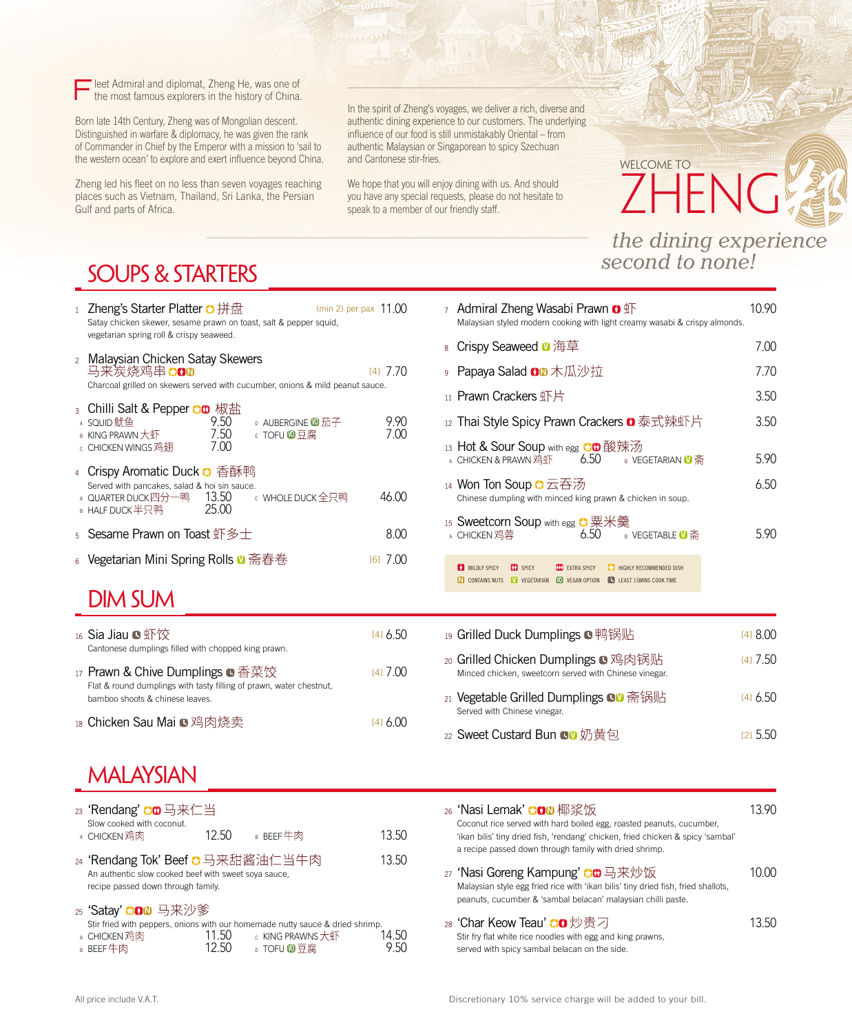Fleet Admiral and diplomat, Zheng He, was one of the most famous explorers in the history of China.

Born late 14th Century, Zheng was of Mongolian descent. Distinguished in warfare & diplomacy, he was given the rank of Commander in Chief by the Emperor with a mission to 'sail to the western ocean' to explore and exert influence beyond China.

Zheng led his fleet on no less than seven voyages reaching places such as Vietnam, Thailand, Sri Lanka, the Persian Gulf and parts of Africa.

In the spirit of Zheng's voyages, we deliver a rich, diverse and authentic dining experience to our customers. The underlying influence of our food is still unmistakably Oriental – from authentic Malaysian or Singaporean to spicy Szechuan and Cantonese stir-fries.

We hope that you will enjoy dining with us. And should you have any special requests, please do not hesitate to speak to a member of our friendly staff.

WELCOME TO

# ZHENG 郑

*the dining experience second to none!*

## SOUPS & STARTERS

1 **Zheng's Starter Platter** 拼盘 — (min 2) per pax 11.00
Satay chicken skewer, sesame prawn on toast, salt & pepper squid, vegetarian spring roll & crispy seaweed.

2 **Malaysian Chicken Satay Skewers** 马来炭烧鸡串 — [4] 7.70
Charcoal grilled on skewers served with cucumber, onions & mild peanut sauce.

3 **Chilli Salt & Pepper** 椒盐
- A SQUID 鱿鱼 9.50
- B KING PRAWN 大虾 7.50
- C CHICKEN WINGS 鸡翅 7.00
- D AUBERGINE 茄子 9.90
- E TOFU 豆腐 7.00

4 **Crispy Aromatic Duck** 香酥鸭
Served with pancakes, salad & hoi sin sauce.
- A QUARTER DUCK 四分一鸭 13.50
- B HALF DUCK 半只鸭 25.00
- C WHOLE DUCK 全只鸭 46.00

5 **Sesame Prawn on Toast** 虾多士 — 8.00

6 **Vegetarian Mini Spring Rolls** 斋春卷 — [6] 7.00

7 **Admiral Zheng Wasabi Prawn** 虾 — 10.90
Malaysian styled modern cooking with light creamy wasabi & crispy almonds.

8 **Crispy Seaweed** 海草 — 7.00

9 **Papaya Salad** 木瓜沙拉 — 7.70

11 **Prawn Crackers** 虾片 — 3.50

12 **Thai Style Spicy Prawn Crackers** 泰式辣虾片 — 3.50

13 **Hot & Sour Soup** with egg 酸辣汤
- A CHICKEN & PRAWN 鸡虾 6.50
- B VEGETARIAN 斋 5.90

14 **Won Ton Soup** 云吞汤 — 6.50
Chinese dumpling with minced king prawn & chicken in soup.

15 **Sweetcorn Soup** with egg 粟米羹
- A CHICKEN 鸡蓉 6.50
- B VEGETABLE 斋 5.90

Key: MILDLY SPICY · SPICY · EXTRA SPICY · HIGHLY RECOMMENDED DISH · CONTAINS NUTS · VEGETARIAN · VEGAN OPTION · LEAST 15MINS COOK TIME

## DIM SUM

16 **Sia Jiau** 虾饺 — [4] 6.50
Cantonese dumplings filled with chopped king prawn.

17 **Prawn & Chive Dumplings** 香菜饺 — [4] 7.00
Flat & round dumplings with tasty filling of prawn, water chestnut, bamboo shoots & chinese leaves.

18 **Chicken Sau Mai** 鸡肉烧卖 — [4] 6.00

19 **Grilled Duck Dumplings** 鸭锅贴 — [4] 8.00

20 **Grilled Chicken Dumplings** 鸡肉锅贴 — [4] 7.50
Minced chicken, sweetcorn served with Chinese vinegar.

21 **Vegetable Grilled Dumplings** 斋锅贴 — [4] 6.50
Served with Chinese vinegar.

22 **Sweet Custard Bun** 奶黄包 — [2] 5.50

## MALAYSIAN

23 **'Rendang'** 马来仁当
Slow cooked with coconut.
- A CHICKEN 鸡肉 12.50
- B BEEF 牛肉 13.50

24 **'Rendang Tok' Beef** 马来甜酱油仁当牛肉 — 13.50
An authentic slow cooked beef with sweet soya sauce, recipe passed down through family.

25 **'Satay'** 马来沙爹
Stir fried with peppers, onions with our homemade nutty sauce & dried shrimp.
- A CHICKEN 鸡肉 11.50
- B BEEF 牛肉 12.50
- C KING PRAWNS 大虾 14.50
- D TOFU 豆腐 9.50

26 **'Nasi Lemak'** 椰浆饭 — 13.90
Coconut rice served with hard boiled egg, roasted peanuts, cucumber, 'ikan bilis' tiny dried fish, 'rendang' chicken, fried chicken & spicy 'sambal' a recipe passed down through family with dried shrimp.

27 **'Nasi Goreng Kampung'** 马来炒饭 — 10.00
Malaysian style egg fried rice with 'ikan bilis' tiny dried fish, fried shallots, peanuts, cucumber & 'sambal belacan' malaysian chilli paste.

28 **'Char Keow Teau'** 炒贵刁 — 13.50
Stir fry flat white rice noodles with egg and king prawns, served with spicy sambal belacan on the side.

All price include V.A.T.

Discretionary 10% service charge will be added to your bill.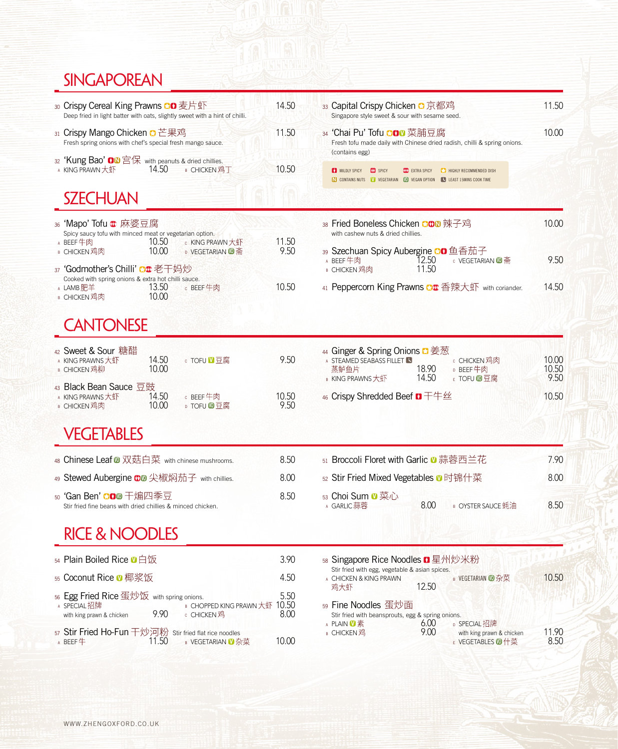## SINGAPOREAN

30 Crispy Cereal King Prawns 麦片虾 — 14.50
Deep fried in light batter with oats, slightly sweet with a hint of chilli.

31 Crispy Mango Chicken 芒果鸡 — 11.50
Fresh spring onions with chef's special fresh mango sauce.

32 'Kung Bao' 宫保 with peanuts & dried chillies.
- A KING PRAWN 大虾 — 14.50
- B CHICKEN 鸡丁 — 10.50

33 Capital Crispy Chicken 京都鸡 — 11.50
Singapore style sweet & sour with sesame seed.

34 'Chai Pu' Tofu 菜脯豆腐 — 10.00
Fresh tofu made daily with Chinese dried radish, chilli & spring onions. (contains egg)

MILDLY SPICY · SPICY · EXTRA SPICY · HIGHLY RECOMMENDED DISH · CONTAINS NUTS · VEGETARIAN · VEGAN OPTION · LEAST 15MINS COOK TIME

## SZECHUAN

36 'Mapo' Tofu 麻婆豆腐
Spicy saucy tofu with minced meat or vegetarian option.
- A BEEF 牛肉 — 10.50
- B CHICKEN 鸡肉 — 10.00
- C KING PRAWN 大虾 — 11.50
- D VEGETARIAN 斋 — 9.50

37 'Godmother's Chilli' 老干妈炒
Cooked with spring onions & extra hot chilli sauce.
- A LAMB 肥羊 — 13.50
- B CHICKEN 鸡肉 — 10.00
- C BEEF 牛肉 — 10.50

38 Fried Boneless Chicken 辣子鸡 — 10.00
with cashew nuts & dried chillies.

39 Szechuan Spicy Aubergine 鱼香茄子
- A BEEF 牛肉 — 12.50
- B CHICKEN 鸡肉 — 11.50
- C VEGETARIAN 斋 — 9.50

41 Peppercorn King Prawns 香辣大虾 with coriander. — 14.50

## CANTONESE

42 Sweet & Sour 糖醋
- A KING PRAWNS 大虾 — 14.50
- B CHICKEN 鸡柳 — 10.00
- C TOFU 豆腐 — 9.50

43 Black Bean Sauce 豆豉
- A KING PRAWNS 大虾 — 14.50
- B CHICKEN 鸡肉 — 10.00
- C BEEF 牛肉 — 10.50
- D TOFU 豆腐 — 9.50

44 Ginger & Spring Onions 姜葱
- A STEAMED SEABASS FILLET 蒸鲈鱼片 — 18.90
- B KING PRAWNS 大虾 — 14.50
- C CHICKEN 鸡肉 — 10.00
- D BEEF 牛肉 — 10.50
- E TOFU 豆腐 — 9.50

46 Crispy Shredded Beef 干牛丝 — 10.50

## VEGETABLES

48 Chinese Leaf 双菇白菜 with chinese mushrooms. — 8.50

49 Stewed Aubergine 尖椒焖茄子 with chillies. — 8.00

50 'Gan Ben' 干煸四季豆 — 8.50
Stir fried fine beans with dried chillies & minced chicken.

51 Broccoli Floret with Garlic 蒜蓉西兰花 — 7.90

52 Stir Fried Mixed Vegetables 时锦什菜 — 8.00

53 Choi Sum 菜心
- A GARLIC 蒜蓉 — 8.00
- B OYSTER SAUCE 蚝油 — 8.50

## RICE & NOODLES

54 Plain Boiled Rice 白饭 — 3.90

55 Coconut Rice 椰浆饭 — 4.50

56 Egg Fried Rice 蛋炒饭 with spring onions. — 5.50
- A SPECIAL 招牌 with king prawn & chicken — 9.90
- B CHOPPED KING PRAWN 大虾 — 10.50
- C CHICKEN 鸡 — 8.00

57 Stir Fried Ho-Fun 干炒河粉 Stir fried flat rice noodles
- A BEEF 牛 — 11.50
- B VEGETARIAN 杂菜 — 10.00

58 Singapore Rice Noodles 星州炒米粉
Stir fried with egg, vegetable & asian spices.
- A CHICKEN & KING PRAWN 鸡大虾 — 12.50
- B VEGETARIAN 杂菜 — 10.50

59 Fine Noodles 蛋炒面
Stir fried with beansprouts, egg & spring onions.
- A PLAIN 素 — 6.00
- B CHICKEN 鸡 — 9.00
- D SPECIAL 招牌 with king prawn & chicken — 11.90
- E VEGETABLES 什菜 — 8.50

WWW.ZHENGOXFORD.CO.UK